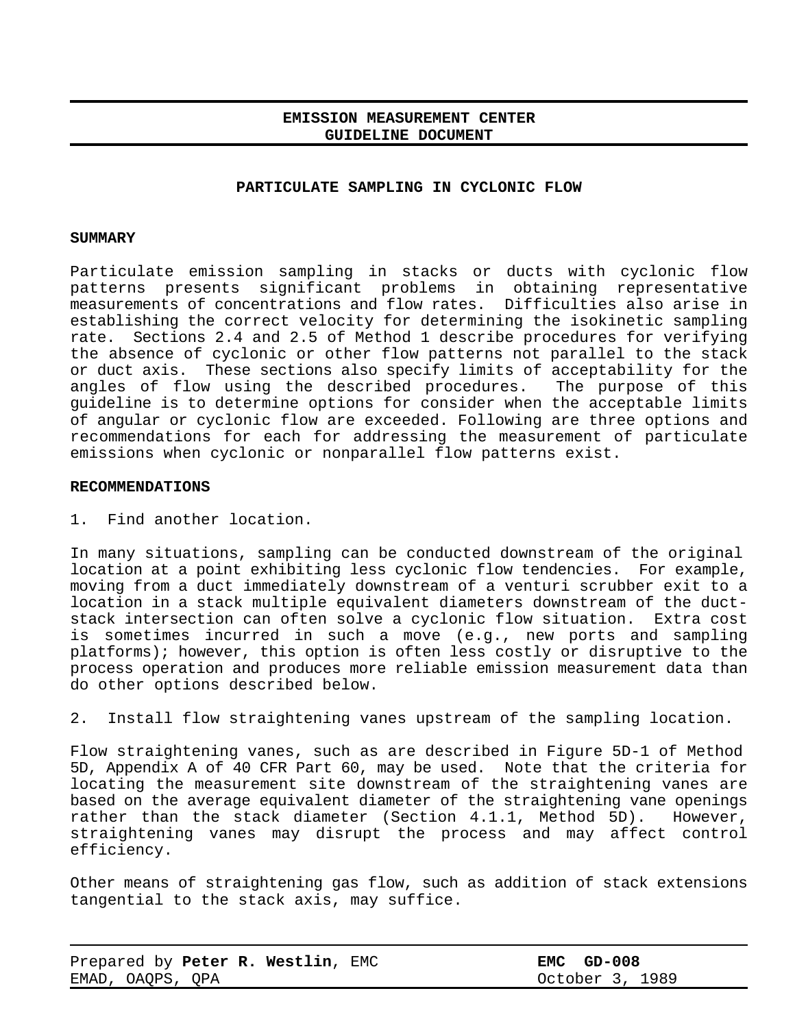**EMISSION MEASUREMENT CENTER**
**GUIDELINE DOCUMENT**

# PARTICULATE SAMPLING IN CYCLONIC FLOW

## SUMMARY

Particulate emission sampling in stacks or ducts with cyclonic flow patterns presents significant problems in obtaining representative measurements of concentrations and flow rates. Difficulties also arise in establishing the correct velocity for determining the isokinetic sampling rate. Sections 2.4 and 2.5 of Method 1 describe procedures for verifying the absence of cyclonic or other flow patterns not parallel to the stack or duct axis. These sections also specify limits of acceptability for the angles of flow using the described procedures. The purpose of this guideline is to determine options for consider when the acceptable limits of angular or cyclonic flow are exceeded. Following are three options and recommendations for each for addressing the measurement of particulate emissions when cyclonic or nonparallel flow patterns exist.

## RECOMMENDATIONS

1. Find another location.

In many situations, sampling can be conducted downstream of the original location at a point exhibiting less cyclonic flow tendencies. For example, moving from a duct immediately downstream of a venturi scrubber exit to a location in a stack multiple equivalent diameters downstream of the duct-stack intersection can often solve a cyclonic flow situation. Extra cost is sometimes incurred in such a move (e.g., new ports and sampling platforms); however, this option is often less costly or disruptive to the process operation and produces more reliable emission measurement data than do other options described below.

2. Install flow straightening vanes upstream of the sampling location.

Flow straightening vanes, such as are described in Figure 5D-1 of Method 5D, Appendix A of 40 CFR Part 60, may be used. Note that the criteria for locating the measurement site downstream of the straightening vanes are based on the average equivalent diameter of the straightening vane openings rather than the stack diameter (Section 4.1.1, Method 5D). However, straightening vanes may disrupt the process and may affect control efficiency.

Other means of straightening gas flow, such as addition of stack extensions tangential to the stack axis, may suffice.

Prepared by **Peter R. Westlin**, EMC
EMAD, OAQPS, QPA

**EMC GD-008**
October 3, 1989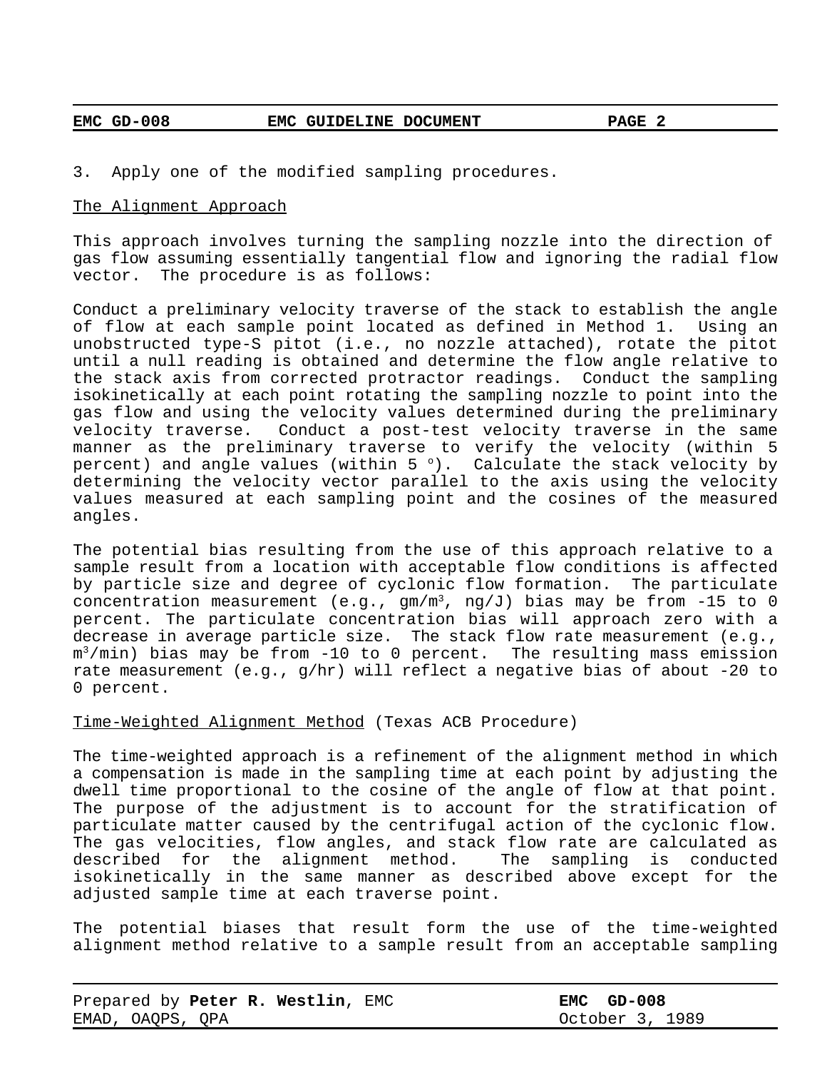3. Apply one of the modified sampling procedures.

The Alignment Approach

This approach involves turning the sampling nozzle into the direction of gas flow assuming essentially tangential flow and ignoring the radial flow vector. The procedure is as follows:

Conduct a preliminary velocity traverse of the stack to establish the angle of flow at each sample point located as defined in Method 1. Using an unobstructed type-S pitot (i.e., no nozzle attached), rotate the pitot until a null reading is obtained and determine the flow angle relative to the stack axis from corrected protractor readings. Conduct the sampling isokinetically at each point rotating the sampling nozzle to point into the gas flow and using the velocity values determined during the preliminary velocity traverse. Conduct a post-test velocity traverse in the same manner as the preliminary traverse to verify the velocity (within 5 percent) and angle values (within 5 $^{o}$). Calculate the stack velocity by determining the velocity vector parallel to the axis using the velocity values measured at each sampling point and the cosines of the measured angles.

The potential bias resulting from the use of this approach relative to a sample result from a location with acceptable flow conditions is affected by particle size and degree of cyclonic flow formation. The particulate concentration measurement (e.g., gm/m$^3$, ng/J) bias may be from -15 to 0 percent. The particulate concentration bias will approach zero with a decrease in average particle size. The stack flow rate measurement (e.g., m$^3$/min) bias may be from -10 to 0 percent. The resulting mass emission rate measurement (e.g., g/hr) will reflect a negative bias of about -20 to 0 percent.

Time-Weighted Alignment Method (Texas ACB Procedure)

The time-weighted approach is a refinement of the alignment method in which a compensation is made in the sampling time at each point by adjusting the dwell time proportional to the cosine of the angle of flow at that point. The purpose of the adjustment is to account for the stratification of particulate matter caused by the centrifugal action of the cyclonic flow. The gas velocities, flow angles, and stack flow rate are calculated as described for the alignment method. The sampling is conducted isokinetically in the same manner as described above except for the adjusted sample time at each traverse point.

The potential biases that result form the use of the time-weighted alignment method relative to a sample result from an acceptable sampling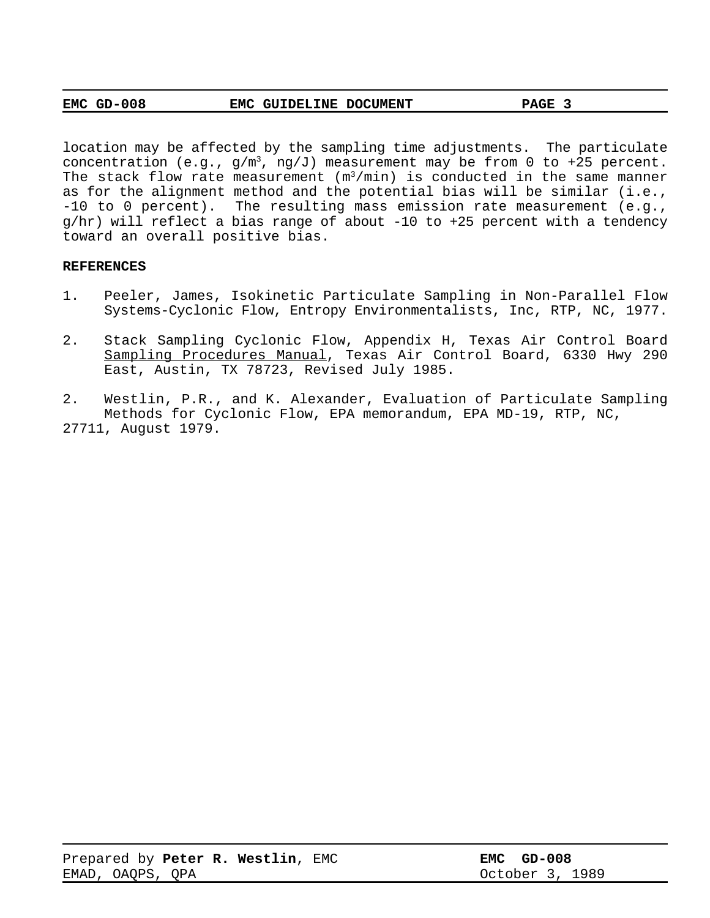location may be affected by the sampling time adjustments. The particulate concentration (e.g., $g/m^3$, ng/J) measurement may be from 0 to +25 percent. The stack flow rate measurement ($m^3/min$) is conducted in the same manner as for the alignment method and the potential bias will be similar (i.e., -10 to 0 percent). The resulting mass emission rate measurement (e.g., g/hr) will reflect a bias range of about -10 to +25 percent with a tendency toward an overall positive bias.

**REFERENCES**

1. Peeler, James, Isokinetic Particulate Sampling in Non-Parallel Flow Systems-Cyclonic Flow, Entropy Environmentalists, Inc, RTP, NC, 1977.

2. Stack Sampling Cyclonic Flow, Appendix H, Texas Air Control Board <u>Sampling Procedures Manual</u>, Texas Air Control Board, 6330 Hwy 290 East, Austin, TX 78723, Revised July 1985.

2. Westlin, P.R., and K. Alexander, Evaluation of Particulate Sampling Methods for Cyclonic Flow, EPA memorandum, EPA MD-19, RTP, NC, 27711, August 1979.

Prepared by **Peter R. Westlin**, EMC
EMAD, OAQPS, QPA

**EMC GD-008**
October 3, 1989